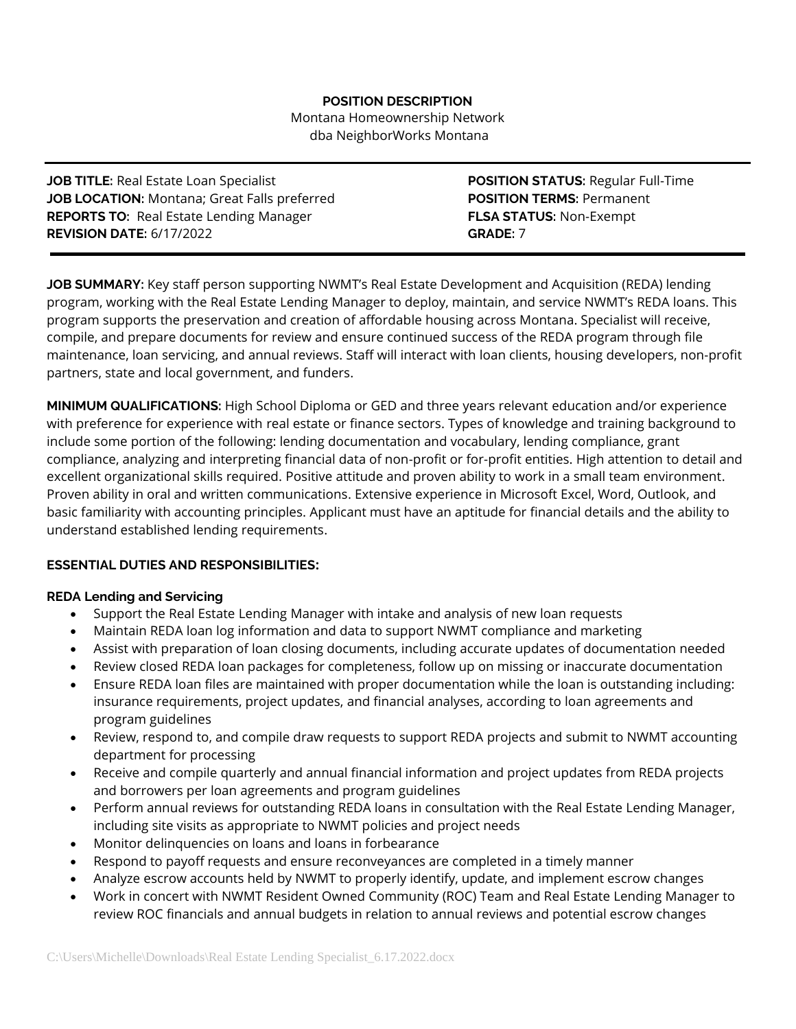**POSITION DESCRIPTION**

Montana Homeownership Network
dba NeighborWorks Montana

---

**JOB TITLE:** Real Estate Loan Specialist
**JOB LOCATION:** Montana; Great Falls preferred
**REPORTS TO:** Real Estate Lending Manager
**REVISION DATE:** 6/17/2022

**POSITION STATUS:** Regular Full-Time
**POSITION TERMS:** Permanent
**FLSA STATUS:** Non-Exempt
**GRADE:** 7

---

**JOB SUMMARY:** Key staff person supporting NWMT's Real Estate Development and Acquisition (REDA) lending program, working with the Real Estate Lending Manager to deploy, maintain, and service NWMT's REDA loans. This program supports the preservation and creation of affordable housing across Montana. Specialist will receive, compile, and prepare documents for review and ensure continued success of the REDA program through file maintenance, loan servicing, and annual reviews. Staff will interact with loan clients, housing developers, non-profit partners, state and local government, and funders.

**MINIMUM QUALIFICATIONS:** High School Diploma or GED and three years relevant education and/or experience with preference for experience with real estate or finance sectors. Types of knowledge and training background to include some portion of the following: lending documentation and vocabulary, lending compliance, grant compliance, analyzing and interpreting financial data of non-profit or for-profit entities. High attention to detail and excellent organizational skills required. Positive attitude and proven ability to work in a small team environment. Proven ability in oral and written communications. Extensive experience in Microsoft Excel, Word, Outlook, and basic familiarity with accounting principles. Applicant must have an aptitude for financial details and the ability to understand established lending requirements.

**ESSENTIAL DUTIES AND RESPONSIBILITIES:**

**REDA Lending and Servicing**

- Support the Real Estate Lending Manager with intake and analysis of new loan requests
- Maintain REDA loan log information and data to support NWMT compliance and marketing
- Assist with preparation of loan closing documents, including accurate updates of documentation needed
- Review closed REDA loan packages for completeness, follow up on missing or inaccurate documentation
- Ensure REDA loan files are maintained with proper documentation while the loan is outstanding including: insurance requirements, project updates, and financial analyses, according to loan agreements and program guidelines
- Review, respond to, and compile draw requests to support REDA projects and submit to NWMT accounting department for processing
- Receive and compile quarterly and annual financial information and project updates from REDA projects and borrowers per loan agreements and program guidelines
- Perform annual reviews for outstanding REDA loans in consultation with the Real Estate Lending Manager, including site visits as appropriate to NWMT policies and project needs
- Monitor delinquencies on loans and loans in forbearance
- Respond to payoff requests and ensure reconveyances are completed in a timely manner
- Analyze escrow accounts held by NWMT to properly identify, update, and implement escrow changes
- Work in concert with NWMT Resident Owned Community (ROC) Team and Real Estate Lending Manager to review ROC financials and annual budgets in relation to annual reviews and potential escrow changes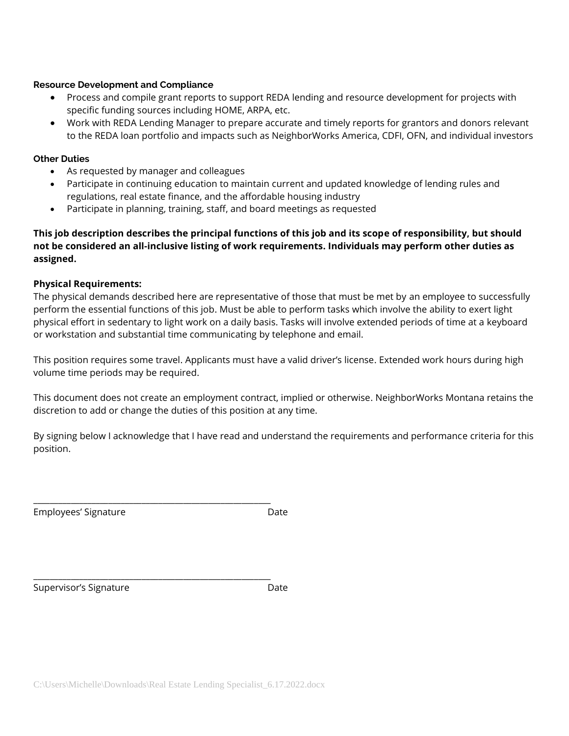**Resource Development and Compliance**

- Process and compile grant reports to support REDA lending and resource development for projects with specific funding sources including HOME, ARPA, etc.
- Work with REDA Lending Manager to prepare accurate and timely reports for grantors and donors relevant to the REDA loan portfolio and impacts such as NeighborWorks America, CDFI, OFN, and individual investors

**Other Duties**

- As requested by manager and colleagues
- Participate in continuing education to maintain current and updated knowledge of lending rules and regulations, real estate finance, and the affordable housing industry
- Participate in planning, training, staff, and board meetings as requested

**This job description describes the principal functions of this job and its scope of responsibility, but should not be considered an all-inclusive listing of work requirements. Individuals may perform other duties as assigned.**

**Physical Requirements:**

The physical demands described here are representative of those that must be met by an employee to successfully perform the essential functions of this job. Must be able to perform tasks which involve the ability to exert light physical effort in sedentary to light work on a daily basis. Tasks will involve extended periods of time at a keyboard or workstation and substantial time communicating by telephone and email.

This position requires some travel. Applicants must have a valid driver's license. Extended work hours during high volume time periods may be required.

This document does not create an employment contract, implied or otherwise. NeighborWorks Montana retains the discretion to add or change the duties of this position at any time.

By signing below I acknowledge that I have read and understand the requirements and performance criteria for this position.

_______________________________________________________

Employees' Signature Date

_______________________________________________________

Supervisor's Signature Date

C:\Users\Michelle\Downloads\Real Estate Lending Specialist_6.17.2022.docx